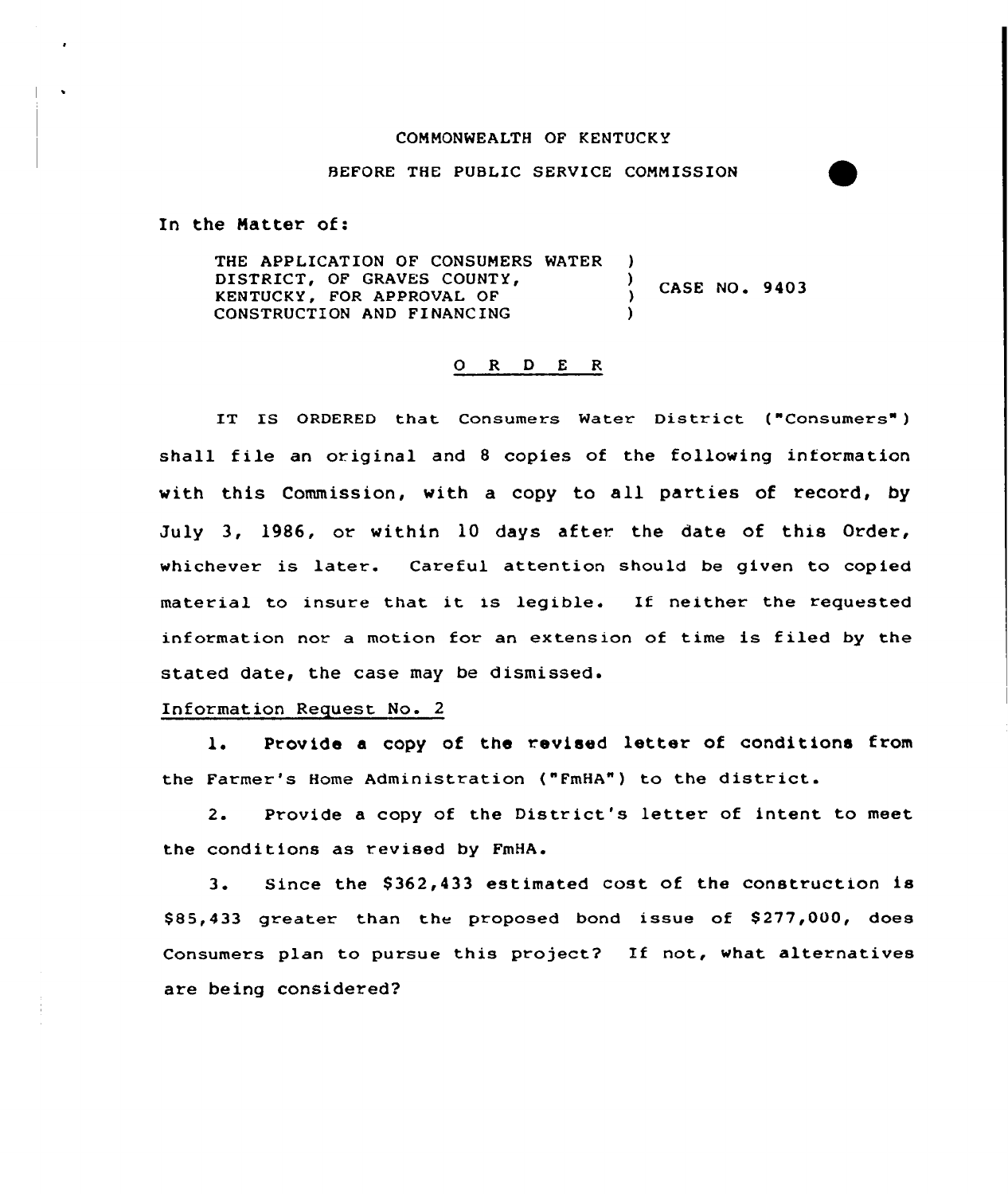COMMONWEALTH OF KENTUCKY

BEFORE THE PUBLIC SERVICE COMMISSION

In the Matter of:

THE APPLICATION OF CONSUMERS WATER DISTRICT, OF GRAVES COUNTY, KENTUCKY, FOR APPROVAL OF CONSTRUCTION AND FINANCING ) CASE NO. 9403

O R D E R

IT IS ORDERED that Consumers Water District ("Consumers") shall file an original and 8 copies of the following information with this Commission, with a copy to all parties of record, by July 3, 1986, or within 10 days after the date of this Order, whichever is later. Careful attention should be given to copied material to insure that it is legible. If neither the requested information nor a motion for an extension of time is filed by the stated date, the case may be dismissed.

Information Request No. 2

1. Provide a copy of the revised letter of conditions from the Farmer's Home Administration ("FmHA") to the district.

2. Provide a copy of the District's letter of intent to meet the conditions as revised by FmHA.

3. Since the $362,433 estimated cost of the construction is $85,433 greater than the proposed bond issue of $277,000, does Consumers plan to pursue this project? If not, what alternatives are being considered?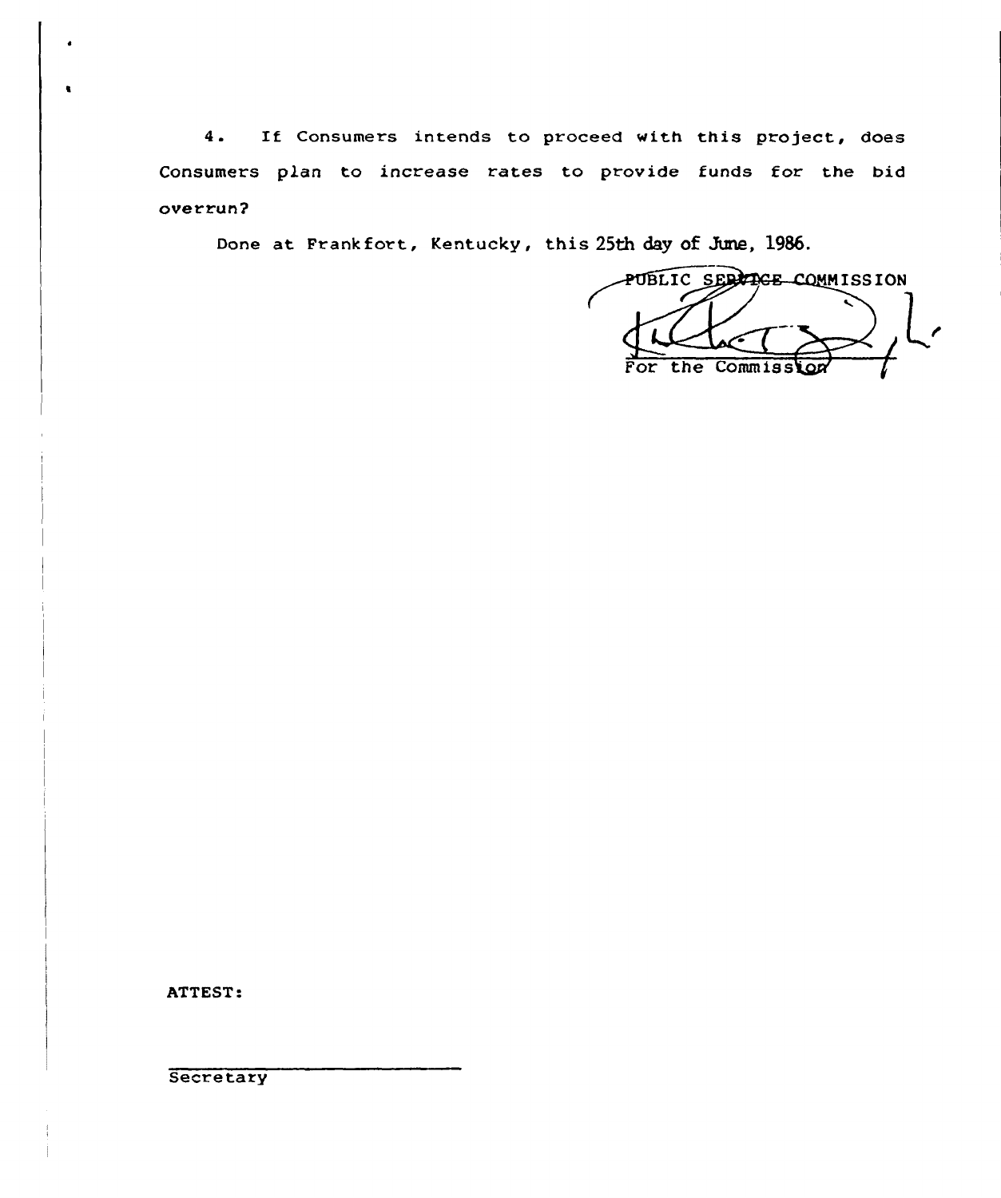4. If Consumers intends to proceed with this project, does Consumers plan to increase rates to provide funds for the bid overrun?

Done at Frankfort, Kentucky, this 25th day of June, 1986.

PUBLIC SERVICE COMMISSION

For the Commission

ATTEST:

Secretary